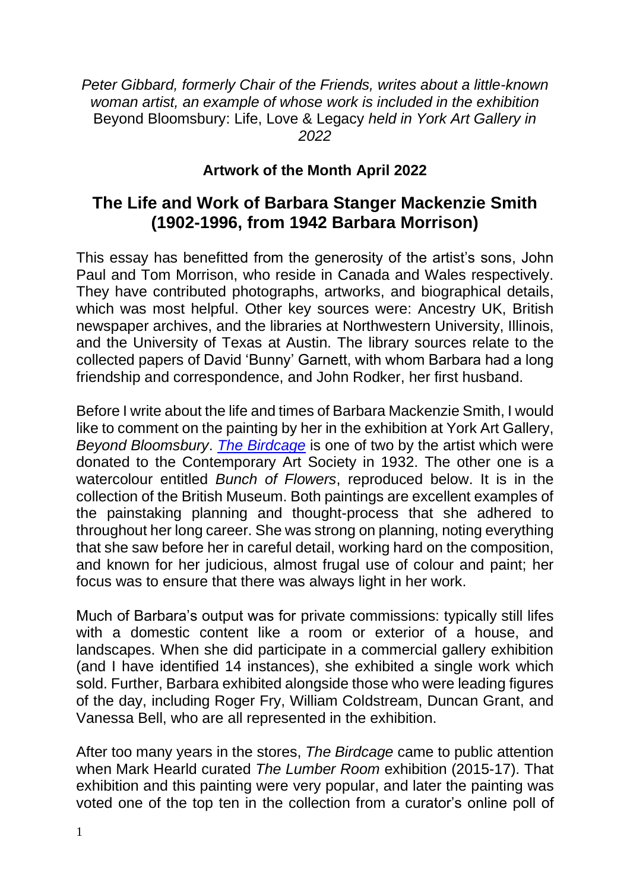*Peter Gibbard, formerly Chair of the Friends, writes about a little-known woman artist, an example of whose work is included in the exhibition* Beyond Bloomsbury: Life, Love & Legacy *held in York Art Gallery in 2022*

**Artwork of the Month April 2022**

## The Life and Work of Barbara Stanger Mackenzie Smith (1902-1996, from 1942 Barbara Morrison)

This essay has benefitted from the generosity of the artist's sons, John Paul and Tom Morrison, who reside in Canada and Wales respectively. They have contributed photographs, artworks, and biographical details, which was most helpful. Other key sources were: Ancestry UK, British newspaper archives, and the libraries at Northwestern University, Illinois, and the University of Texas at Austin. The library sources relate to the collected papers of David 'Bunny' Garnett, with whom Barbara had a long friendship and correspondence, and John Rodker, her first husband.

Before I write about the life and times of Barbara Mackenzie Smith, I would like to comment on the painting by her in the exhibition at York Art Gallery, *Beyond Bloomsbury*. *The Birdcage* is one of two by the artist which were donated to the Contemporary Art Society in 1932. The other one is a watercolour entitled *Bunch of Flowers*, reproduced below. It is in the collection of the British Museum. Both paintings are excellent examples of the painstaking planning and thought-process that she adhered to throughout her long career. She was strong on planning, noting everything that she saw before her in careful detail, working hard on the composition, and known for her judicious, almost frugal use of colour and paint; her focus was to ensure that there was always light in her work.

Much of Barbara's output was for private commissions: typically still lifes with a domestic content like a room or exterior of a house, and landscapes. When she did participate in a commercial gallery exhibition (and I have identified 14 instances), she exhibited a single work which sold. Further, Barbara exhibited alongside those who were leading figures of the day, including Roger Fry, William Coldstream, Duncan Grant, and Vanessa Bell, who are all represented in the exhibition.

After too many years in the stores, *The Birdcage* came to public attention when Mark Hearld curated *The Lumber Room* exhibition (2015-17). That exhibition and this painting were very popular, and later the painting was voted one of the top ten in the collection from a curator's online poll of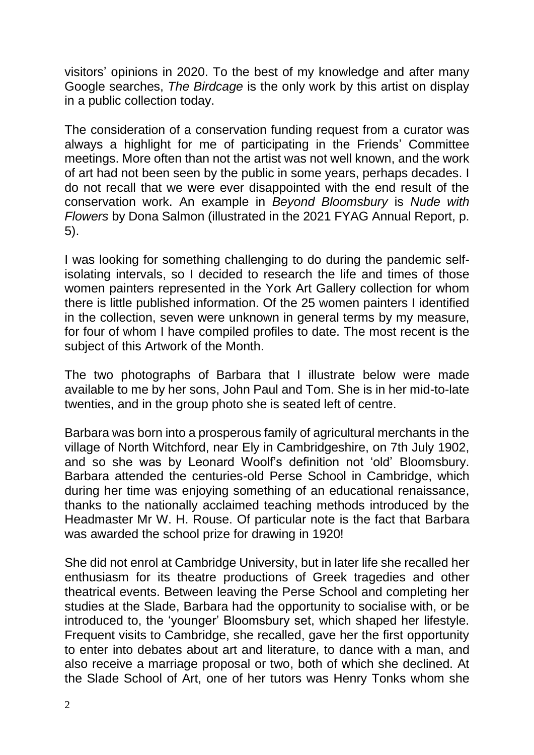visitors' opinions in 2020. To the best of my knowledge and after many Google searches, *The Birdcage* is the only work by this artist on display in a public collection today.

The consideration of a conservation funding request from a curator was always a highlight for me of participating in the Friends' Committee meetings. More often than not the artist was not well known, and the work of art had not been seen by the public in some years, perhaps decades. I do not recall that we were ever disappointed with the end result of the conservation work. An example in *Beyond Bloomsbury* is *Nude with Flowers* by Dona Salmon (illustrated in the 2021 FYAG Annual Report, p. 5).

I was looking for something challenging to do during the pandemic self-isolating intervals, so I decided to research the life and times of those women painters represented in the York Art Gallery collection for whom there is little published information. Of the 25 women painters I identified in the collection, seven were unknown in general terms by my measure, for four of whom I have compiled profiles to date. The most recent is the subject of this Artwork of the Month.

The two photographs of Barbara that I illustrate below were made available to me by her sons, John Paul and Tom. She is in her mid-to-late twenties, and in the group photo she is seated left of centre.

Barbara was born into a prosperous family of agricultural merchants in the village of North Witchford, near Ely in Cambridgeshire, on 7th July 1902, and so she was by Leonard Woolf's definition not 'old' Bloomsbury. Barbara attended the centuries-old Perse School in Cambridge, which during her time was enjoying something of an educational renaissance, thanks to the nationally acclaimed teaching methods introduced by the Headmaster Mr W. H. Rouse. Of particular note is the fact that Barbara was awarded the school prize for drawing in 1920!

She did not enrol at Cambridge University, but in later life she recalled her enthusiasm for its theatre productions of Greek tragedies and other theatrical events. Between leaving the Perse School and completing her studies at the Slade, Barbara had the opportunity to socialise with, or be introduced to, the 'younger' Bloomsbury set, which shaped her lifestyle. Frequent visits to Cambridge, she recalled, gave her the first opportunity to enter into debates about art and literature, to dance with a man, and also receive a marriage proposal or two, both of which she declined. At the Slade School of Art, one of her tutors was Henry Tonks whom she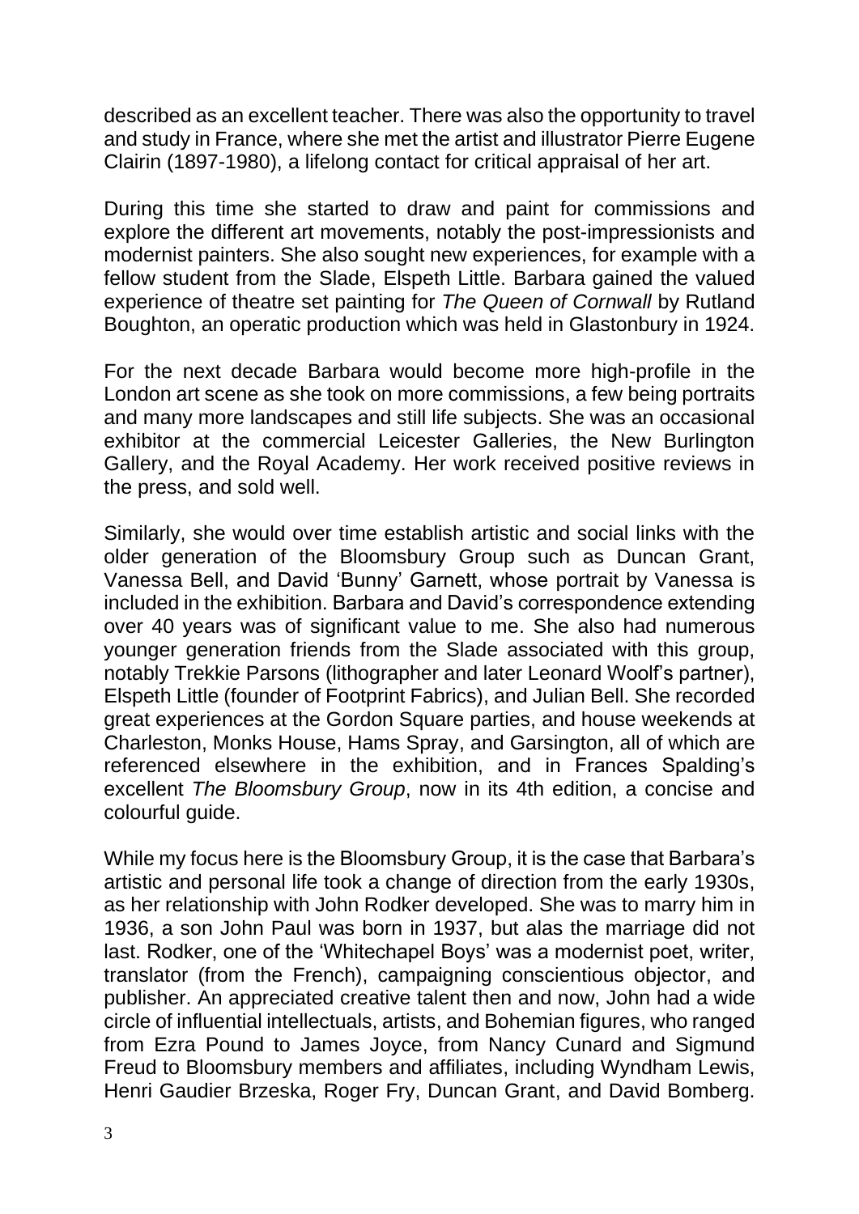described as an excellent teacher. There was also the opportunity to travel and study in France, where she met the artist and illustrator Pierre Eugene Clairin (1897-1980), a lifelong contact for critical appraisal of her art.

During this time she started to draw and paint for commissions and explore the different art movements, notably the post-impressionists and modernist painters. She also sought new experiences, for example with a fellow student from the Slade, Elspeth Little. Barbara gained the valued experience of theatre set painting for *The Queen of Cornwall* by Rutland Boughton, an operatic production which was held in Glastonbury in 1924.

For the next decade Barbara would become more high-profile in the London art scene as she took on more commissions, a few being portraits and many more landscapes and still life subjects. She was an occasional exhibitor at the commercial Leicester Galleries, the New Burlington Gallery, and the Royal Academy. Her work received positive reviews in the press, and sold well.

Similarly, she would over time establish artistic and social links with the older generation of the Bloomsbury Group such as Duncan Grant, Vanessa Bell, and David 'Bunny' Garnett, whose portrait by Vanessa is included in the exhibition. Barbara and David's correspondence extending over 40 years was of significant value to me. She also had numerous younger generation friends from the Slade associated with this group, notably Trekkie Parsons (lithographer and later Leonard Woolf's partner), Elspeth Little (founder of Footprint Fabrics), and Julian Bell. She recorded great experiences at the Gordon Square parties, and house weekends at Charleston, Monks House, Hams Spray, and Garsington, all of which are referenced elsewhere in the exhibition, and in Frances Spalding's excellent *The Bloomsbury Group*, now in its 4th edition, a concise and colourful guide.

While my focus here is the Bloomsbury Group, it is the case that Barbara's artistic and personal life took a change of direction from the early 1930s, as her relationship with John Rodker developed. She was to marry him in 1936, a son John Paul was born in 1937, but alas the marriage did not last. Rodker, one of the 'Whitechapel Boys' was a modernist poet, writer, translator (from the French), campaigning conscientious objector, and publisher. An appreciated creative talent then and now, John had a wide circle of influential intellectuals, artists, and Bohemian figures, who ranged from Ezra Pound to James Joyce, from Nancy Cunard and Sigmund Freud to Bloomsbury members and affiliates, including Wyndham Lewis, Henri Gaudier Brzeska, Roger Fry, Duncan Grant, and David Bomberg.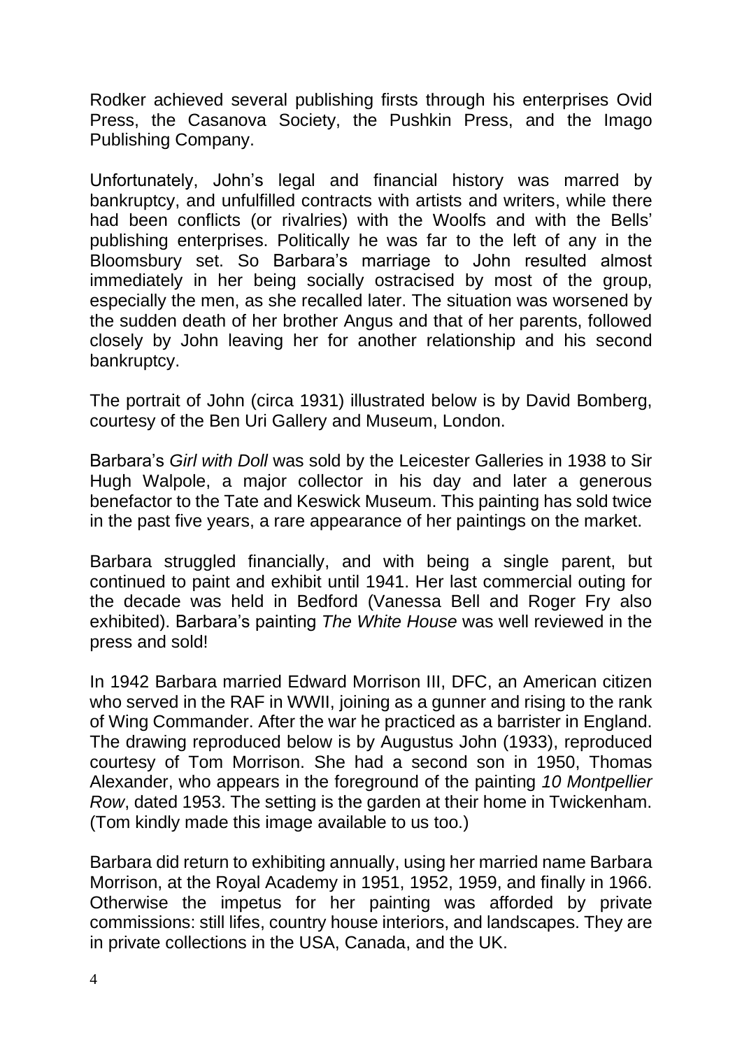Rodker achieved several publishing firsts through his enterprises Ovid Press, the Casanova Society, the Pushkin Press, and the Imago Publishing Company.

Unfortunately, John's legal and financial history was marred by bankruptcy, and unfulfilled contracts with artists and writers, while there had been conflicts (or rivalries) with the Woolfs and with the Bells' publishing enterprises. Politically he was far to the left of any in the Bloomsbury set. So Barbara's marriage to John resulted almost immediately in her being socially ostracised by most of the group, especially the men, as she recalled later. The situation was worsened by the sudden death of her brother Angus and that of her parents, followed closely by John leaving her for another relationship and his second bankruptcy.

The portrait of John (circa 1931) illustrated below is by David Bomberg, courtesy of the Ben Uri Gallery and Museum, London.

Barbara's *Girl with Doll* was sold by the Leicester Galleries in 1938 to Sir Hugh Walpole, a major collector in his day and later a generous benefactor to the Tate and Keswick Museum. This painting has sold twice in the past five years, a rare appearance of her paintings on the market.

Barbara struggled financially, and with being a single parent, but continued to paint and exhibit until 1941. Her last commercial outing for the decade was held in Bedford (Vanessa Bell and Roger Fry also exhibited). Barbara's painting *The White House* was well reviewed in the press and sold!

In 1942 Barbara married Edward Morrison III, DFC, an American citizen who served in the RAF in WWII, joining as a gunner and rising to the rank of Wing Commander. After the war he practiced as a barrister in England. The drawing reproduced below is by Augustus John (1933), reproduced courtesy of Tom Morrison. She had a second son in 1950, Thomas Alexander, who appears in the foreground of the painting *10 Montpellier Row*, dated 1953. The setting is the garden at their home in Twickenham. (Tom kindly made this image available to us too.)

Barbara did return to exhibiting annually, using her married name Barbara Morrison, at the Royal Academy in 1951, 1952, 1959, and finally in 1966. Otherwise the impetus for her painting was afforded by private commissions: still lifes, country house interiors, and landscapes. They are in private collections in the USA, Canada, and the UK.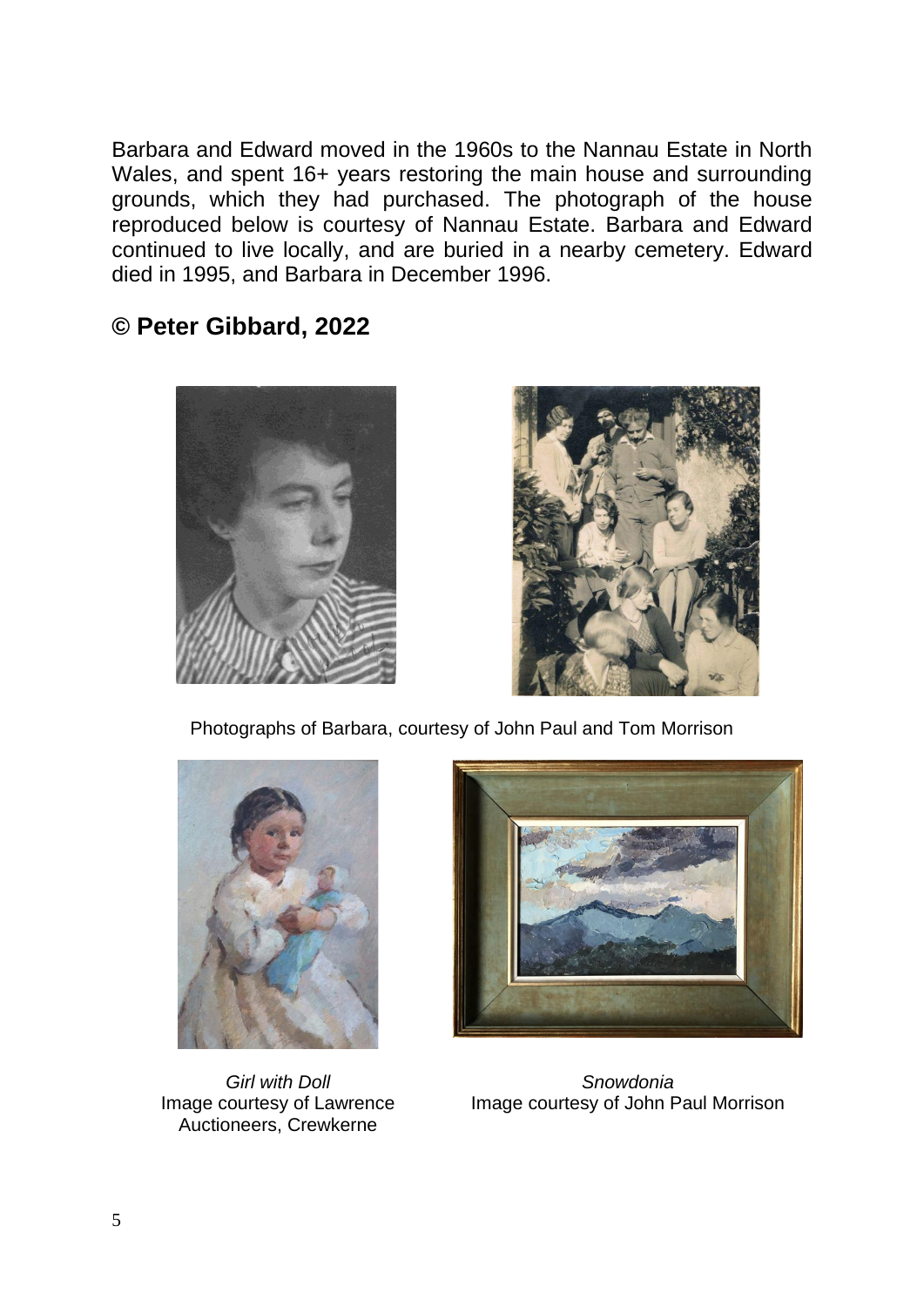Barbara and Edward moved in the 1960s to the Nannau Estate in North Wales, and spent 16+ years restoring the main house and surrounding grounds, which they had purchased. The photograph of the house reproduced below is courtesy of Nannau Estate. Barbara and Edward continued to live locally, and are buried in a nearby cemetery. Edward died in 1995, and Barbara in December 1996.

**© Peter Gibbard, 2022**

Photographs of Barbara, courtesy of John Paul and Tom Morrison

*Girl with Doll*
Image courtesy of Lawrence Auctioneers, Crewkerne

*Snowdonia*
Image courtesy of John Paul Morrison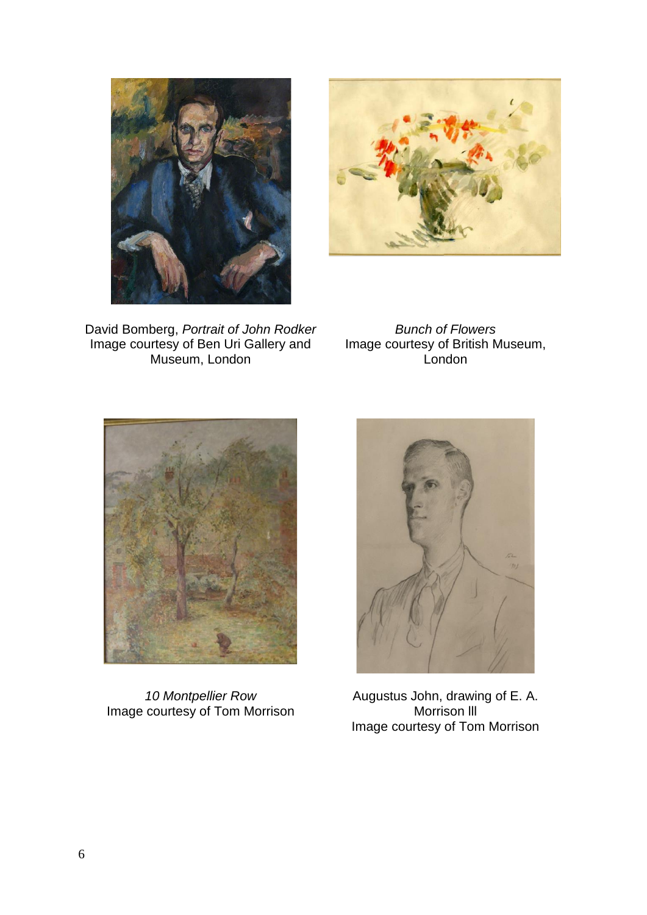David Bomberg, *Portrait of John Rodker*
Image courtesy of Ben Uri Gallery and Museum, London

*Bunch of Flowers*
Image courtesy of British Museum, London

*10 Montpellier Row*
Image courtesy of Tom Morrison

Augustus John, drawing of E. A. Morrison lll
Image courtesy of Tom Morrison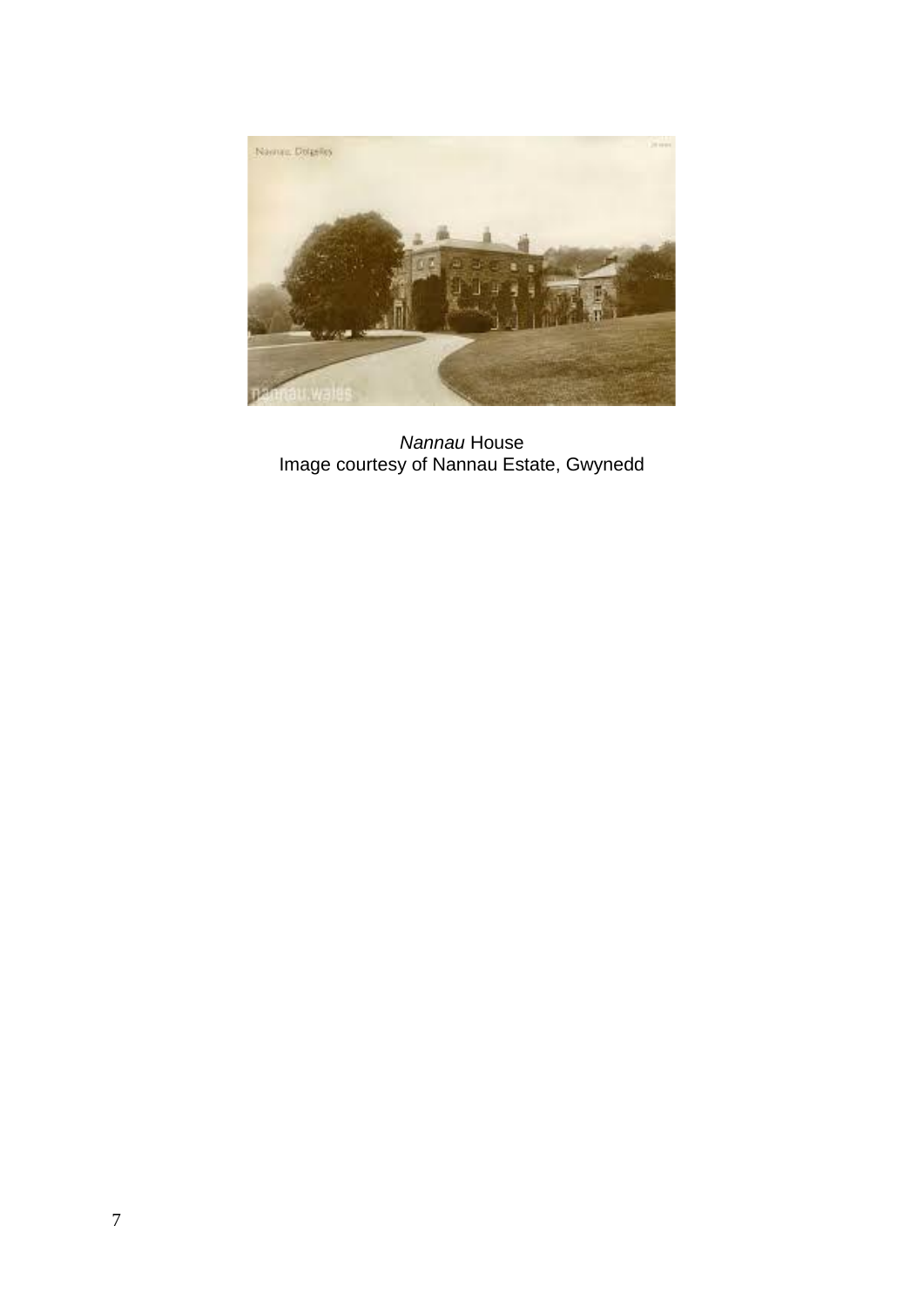*Nannau* House
Image courtesy of Nannau Estate, Gwynedd